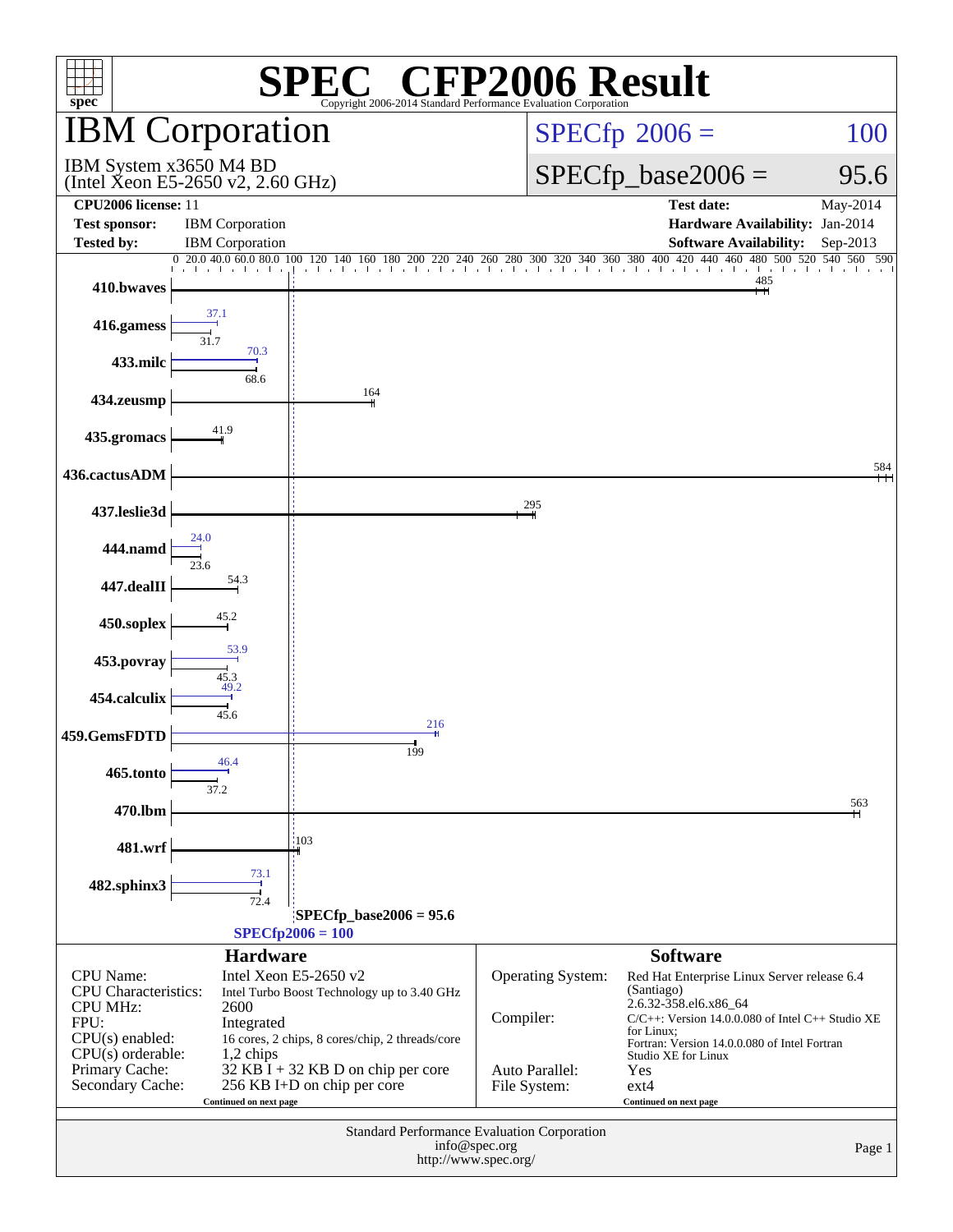# SPEC® CFP2006 Result

Copyright 2006-2014 Standard Performance Evaluation Corporation

## IBM Corporation

IBM System x3650 M4 BD
(Intel Xeon E5-2650 v2, 2.60 GHz)

SPECfp 2006 = 100

SPECfp_base2006 = 95.6

| | | | |
|---|---|---|---|
| **CPU2006 license:** 11 | | **Test date:** | May-2014 |
| **Test sponsor:** | IBM Corporation | **Hardware Availability:** | Jan-2014 |
| **Tested by:** | IBM Corporation | **Software Availability:** | Sep-2013 |

| Benchmark | Peak | Base |
|---|---|---|
| 410.bwaves | | 485 |
| 416.gamess | 37.1 | 31.7 |
| 433.milc | 70.3 | 68.6 |
| 434.zeusmp | | 164 |
| 435.gromacs | | 41.9 |
| 436.cactusADM | | 584 |
| 437.leslie3d | | 295 |
| 444.namd | 24.0 | 23.6 |
| 447.dealII | | 54.3 |
| 450.soplex | | 45.2 |
| 453.povray | 53.9 | 45.3 |
| 454.calculix | 49.2 | 45.6 |
| 459.GemsFDTD | 216 | 199 |
| 465.tonto | 46.4 | 37.2 |
| 470.lbm | | 563 |
| 481.wrf | | 103 |
| 482.sphinx3 | 73.1 | 72.4 |

SPECfp_base2006 = 95.6

SPECfp2006 = 100

### Hardware

| | |
|---|---|
| CPU Name: | Intel Xeon E5-2650 v2 |
| CPU Characteristics: | Intel Turbo Boost Technology up to 3.40 GHz |
| CPU MHz: | 2600 |
| FPU: | Integrated |
| CPU(s) enabled: | 16 cores, 2 chips, 8 cores/chip, 2 threads/core |
| CPU(s) orderable: | 1,2 chips |
| Primary Cache: | 32 KB I + 32 KB D on chip per core |
| Secondary Cache: | 256 KB I+D on chip per core |

Continued on next page

### Software

| | |
|---|---|
| Operating System: | Red Hat Enterprise Linux Server release 6.4 (Santiago) 2.6.32-358.el6.x86_64 |
| Compiler: | C/C++: Version 14.0.0.080 of Intel C++ Studio XE for Linux; Fortran: Version 14.0.0.080 of Intel Fortran Studio XE for Linux |
| Auto Parallel: | Yes |
| File System: | ext4 |

Continued on next page

Standard Performance Evaluation Corporation
info@spec.org
http://www.spec.org/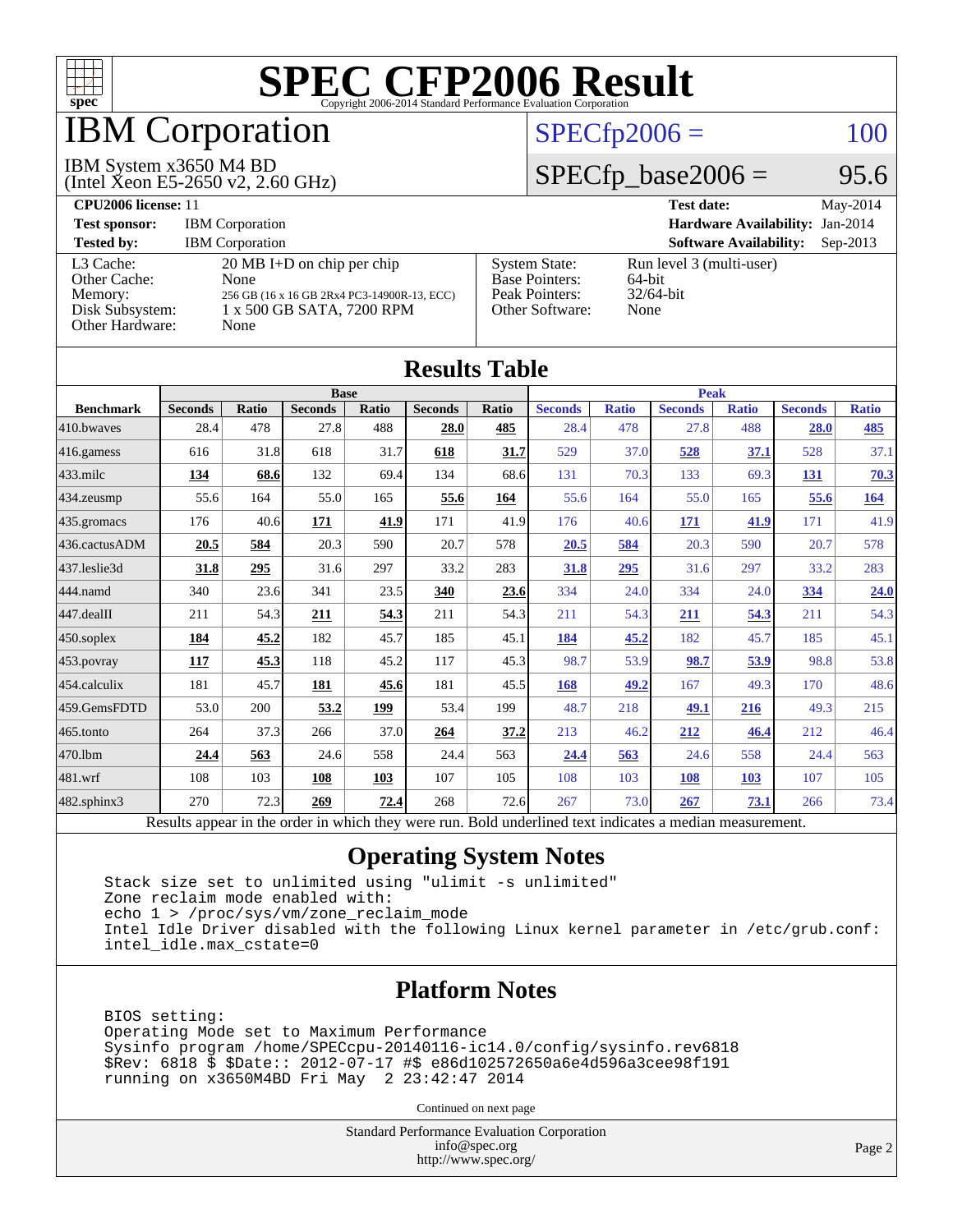# SPEC CFP2006 Result

Copyright 2006-2014 Standard Performance Evaluation Corporation

## IBM Corporation

IBM System x3650 M4 BD
(Intel Xeon E5-2650 v2, 2.60 GHz)

SPECfp2006 = 100

SPECfp_base2006 = 95.6

| | | | |
|---|---|---|---|
| **CPU2006 license:** 11 | | **Test date:** | May-2014 |
| **Test sponsor:** | IBM Corporation | **Hardware Availability:** | Jan-2014 |
| **Tested by:** | IBM Corporation | **Software Availability:** | Sep-2013 |

| | | | |
|---|---|---|---|
| L3 Cache: | 20 MB I+D on chip per chip | System State: | Run level 3 (multi-user) |
| Other Cache: | None | Base Pointers: | 64-bit |
| Memory: | 256 GB (16 x 16 GB 2Rx4 PC3-14900R-13, ECC) | Peak Pointers: | 32/64-bit |
| Disk Subsystem: | 1 x 500 GB SATA, 7200 RPM | Other Software: | None |
| Other Hardware: | None | | |

## Results Table

| Benchmark | Base | | | | | | Peak | | | | | |
|---|---|---|---|---|---|---|---|---|---|---|---|---|
| | Seconds | Ratio | Seconds | Ratio | Seconds | Ratio | Seconds | Ratio | Seconds | Ratio | Seconds | Ratio |
| 410.bwaves | 28.4 | 478 | 27.8 | 488 | **28.0** | **485** | 28.4 | 478 | 27.8 | 488 | **28.0** | **485** |
| 416.gamess | 616 | 31.8 | 618 | 31.7 | **618** | **31.7** | 529 | 37.0 | **528** | **37.1** | 528 | 37.1 |
| 433.milc | **134** | **68.6** | 132 | 69.4 | 134 | 68.6 | 131 | 70.3 | 133 | 69.3 | **131** | **70.3** |
| 434.zeusmp | 55.6 | 164 | 55.0 | 165 | **55.6** | **164** | 55.6 | 164 | 55.0 | 165 | **55.6** | **164** |
| 435.gromacs | 176 | 40.6 | **171** | **41.9** | 171 | 41.9 | 176 | 40.6 | **171** | **41.9** | 171 | 41.9 |
| 436.cactusADM | **20.5** | **584** | 20.3 | 590 | 20.7 | 578 | **20.5** | **584** | 20.3 | 590 | 20.7 | 578 |
| 437.leslie3d | **31.8** | **295** | 31.6 | 297 | 33.2 | 283 | **31.8** | **295** | 31.6 | 297 | 33.2 | 283 |
| 444.namd | 340 | 23.6 | 341 | 23.5 | **340** | **23.6** | 334 | 24.0 | 334 | 24.0 | **334** | **24.0** |
| 447.dealII | 211 | 54.3 | **211** | **54.3** | 211 | 54.3 | 211 | 54.3 | **211** | **54.3** | 211 | 54.3 |
| 450.soplex | **184** | **45.2** | 182 | 45.7 | 185 | 45.1 | **184** | **45.2** | 182 | 45.7 | 185 | 45.1 |
| 453.povray | **117** | **45.3** | 118 | 45.2 | 117 | 45.3 | 98.7 | 53.9 | **98.7** | **53.9** | 98.8 | 53.8 |
| 454.calculix | 181 | 45.7 | **181** | **45.6** | 181 | 45.5 | **168** | **49.2** | 167 | 49.3 | 170 | 48.6 |
| 459.GemsFDTD | 53.0 | 200 | **53.2** | **199** | 53.4 | 199 | 48.7 | 218 | **49.1** | **216** | 49.3 | 215 |
| 465.tonto | 264 | 37.3 | 266 | 37.0 | **264** | **37.2** | 213 | 46.2 | **212** | **46.4** | 212 | 46.4 |
| 470.lbm | **24.4** | **563** | 24.6 | 558 | 24.4 | 563 | **24.4** | **563** | 24.6 | 558 | 24.4 | 563 |
| 481.wrf | 108 | 103 | **108** | **103** | 107 | 105 | 108 | 103 | **108** | **103** | 107 | 105 |
| 482.sphinx3 | 270 | 72.3 | **269** | **72.4** | 268 | 72.6 | 267 | 73.0 | **267** | **73.1** | 266 | 73.4 |

Results appear in the order in which they were run. Bold underlined text indicates a median measurement.

## Operating System Notes

```
Stack size set to unlimited using "ulimit -s unlimited"
Zone reclaim mode enabled with:
echo 1 > /proc/sys/vm/zone_reclaim_mode
Intel Idle Driver disabled with the following Linux kernel parameter in /etc/grub.conf:
intel_idle.max_cstate=0
```

## Platform Notes

```
BIOS setting:
Operating Mode set to Maximum Performance
Sysinfo program /home/SPECcpu-20140116-ic14.0/config/sysinfo.rev6818
$Rev: 6818 $ $Date:: 2012-07-17 #$ e86d102572650a6e4d596a3cee98f191
running on x3650M4BD Fri May  2 23:42:47 2014
```

Continued on next page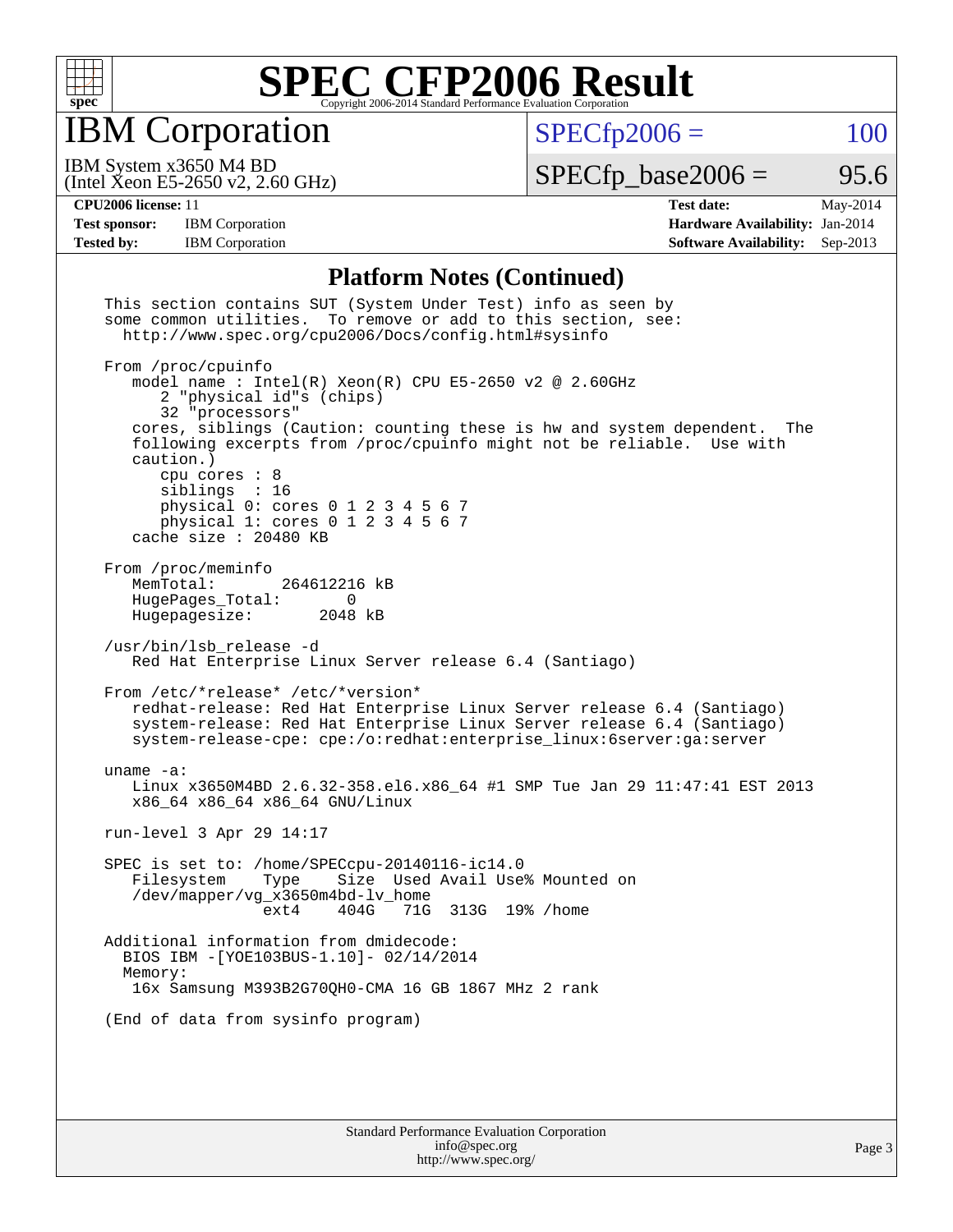# SPEC CFP2006 Result

Copyright 2006-2014 Standard Performance Evaluation Corporation

## IBM Corporation

IBM System x3650 M4 BD
(Intel Xeon E5-2650 v2, 2.60 GHz)

SPECfp2006 = 100

SPECfp_base2006 = 95.6

| | | | |
|---|---|---|---|
| **CPU2006 license:** 11 | | **Test date:** | May-2014 |
| **Test sponsor:** | IBM Corporation | **Hardware Availability:** | Jan-2014 |
| **Tested by:** | IBM Corporation | **Software Availability:** | Sep-2013 |

### Platform Notes (Continued)

```
This section contains SUT (System Under Test) info as seen by
some common utilities.  To remove or add to this section, see:
  http://www.spec.org/cpu2006/Docs/config.html#sysinfo

From /proc/cpuinfo
   model name : Intel(R) Xeon(R) CPU E5-2650 v2 @ 2.60GHz
      2 "physical id"s (chips)
      32 "processors"
   cores, siblings (Caution: counting these is hw and system dependent.  The
   following excerpts from /proc/cpuinfo might not be reliable.  Use with
   caution.)
      cpu cores : 8
      siblings  : 16
      physical 0: cores 0 1 2 3 4 5 6 7
      physical 1: cores 0 1 2 3 4 5 6 7
   cache size : 20480 KB

From /proc/meminfo
   MemTotal:       264612216 kB
   HugePages_Total:       0
   Hugepagesize:       2048 kB

/usr/bin/lsb_release -d
   Red Hat Enterprise Linux Server release 6.4 (Santiago)

From /etc/*release* /etc/*version*
   redhat-release: Red Hat Enterprise Linux Server release 6.4 (Santiago)
   system-release: Red Hat Enterprise Linux Server release 6.4 (Santiago)
   system-release-cpe: cpe:/o:redhat:enterprise_linux:6server:ga:server

uname -a:
   Linux x3650M4BD 2.6.32-358.el6.x86_64 #1 SMP Tue Jan 29 11:47:41 EST 2013
   x86_64 x86_64 x86_64 GNU/Linux

run-level 3 Apr 29 14:17

SPEC is set to: /home/SPECcpu-20140116-ic14.0
   Filesystem     Type    Size  Used Avail Use% Mounted on
   /dev/mapper/vg_x3650m4bd-lv_home
                  ext4    404G   71G  313G  19% /home

Additional information from dmidecode:
  BIOS IBM -[YOE103BUS-1.10]- 02/14/2014
  Memory:
   16x Samsung M393B2G70QH0-CMA 16 GB 1867 MHz 2 rank

(End of data from sysinfo program)
```

Standard Performance Evaluation Corporation
info@spec.org
http://www.spec.org/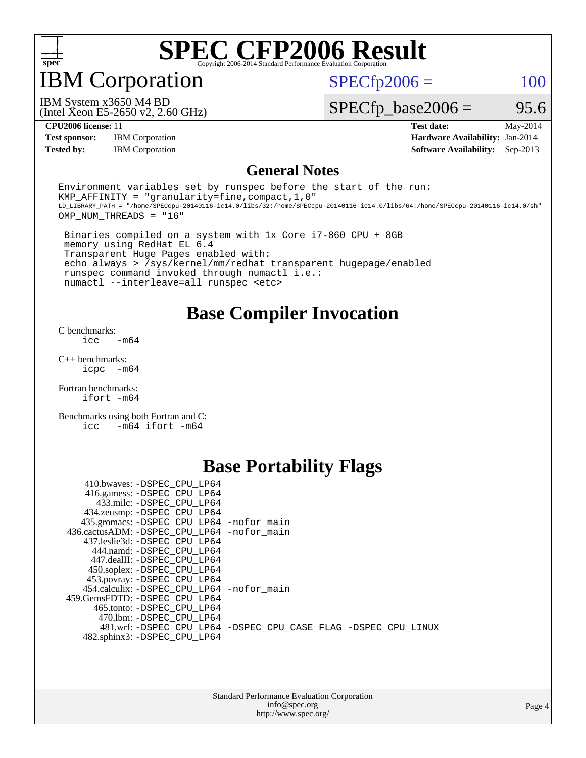# SPEC CFP2006 Result

Copyright 2006-2014 Standard Performance Evaluation Corporation

## IBM Corporation

IBM System x3650 M4 BD
(Intel Xeon E5-2650 v2, 2.60 GHz)

SPECfp2006 = 100

SPECfp_base2006 = 95.6

| | | | |
|---|---|---|---|
| **CPU2006 license:** 11 | | **Test date:** | May-2014 |
| **Test sponsor:** | IBM Corporation | **Hardware Availability:** | Jan-2014 |
| **Tested by:** | IBM Corporation | **Software Availability:** | Sep-2013 |

## General Notes

```
Environment variables set by runspec before the start of the run:
KMP_AFFINITY = "granularity=fine,compact,1,0"
LD_LIBRARY_PATH = "/home/SPECcpu-20140116-ic14.0/libs/32:/home/SPECcpu-20140116-ic14.0/libs/64:/home/SPECcpu-20140116-ic14.0/sh"
OMP_NUM_THREADS = "16"

 Binaries compiled on a system with 1x Core i7-860 CPU + 8GB
 memory using RedHat EL 6.4
 Transparent Huge Pages enabled with:
 echo always > /sys/kernel/mm/redhat_transparent_hugepage/enabled
 runspec command invoked through numactl i.e.:
 numactl --interleave=all runspec <etc>
```

## Base Compiler Invocation

C benchmarks:
`icc -m64`

C++ benchmarks:
`icpc -m64`

Fortran benchmarks:
`ifort -m64`

Benchmarks using both Fortran and C:
`icc -m64 ifort -m64`

## Base Portability Flags

410.bwaves: -DSPEC_CPU_LP64
416.gamess: -DSPEC_CPU_LP64
433.milc: -DSPEC_CPU_LP64
434.zeusmp: -DSPEC_CPU_LP64
435.gromacs: -DSPEC_CPU_LP64 -nofor_main
436.cactusADM: -DSPEC_CPU_LP64 -nofor_main
437.leslie3d: -DSPEC_CPU_LP64
444.namd: -DSPEC_CPU_LP64
447.dealII: -DSPEC_CPU_LP64
450.soplex: -DSPEC_CPU_LP64
453.povray: -DSPEC_CPU_LP64
454.calculix: -DSPEC_CPU_LP64 -nofor_main
459.GemsFDTD: -DSPEC_CPU_LP64
465.tonto: -DSPEC_CPU_LP64
470.lbm: -DSPEC_CPU_LP64
481.wrf: -DSPEC_CPU_LP64 -DSPEC_CPU_CASE_FLAG -DSPEC_CPU_LINUX
482.sphinx3: -DSPEC_CPU_LP64

Standard Performance Evaluation Corporation
info@spec.org
http://www.spec.org/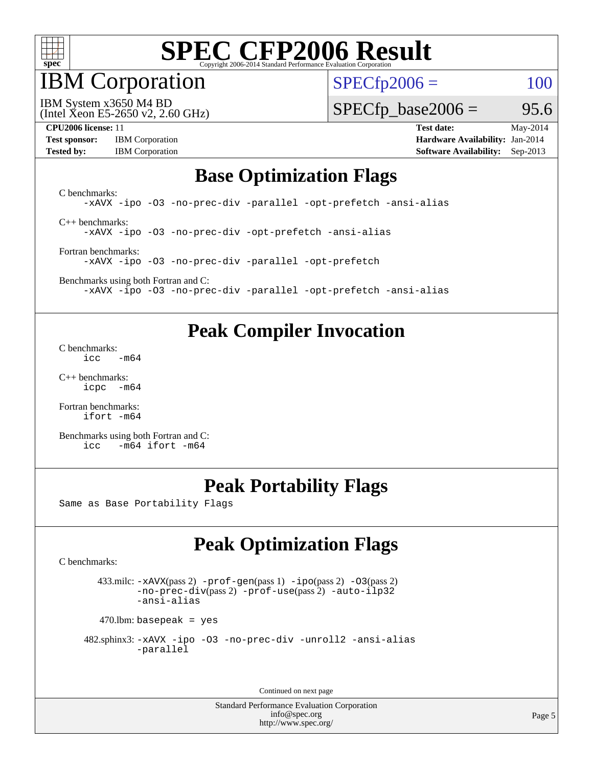# SPEC CFP2006 Result

Copyright 2006-2014 Standard Performance Evaluation Corporation

## IBM Corporation

IBM System x3650 M4 BD
(Intel Xeon E5-2650 v2, 2.60 GHz)

SPECfp2006 = 100

SPECfp_base2006 = 95.6

**CPU2006 license:** 11
**Test sponsor:** IBM Corporation
**Tested by:** IBM Corporation

**Test date:** May-2014
**Hardware Availability:** Jan-2014
**Software Availability:** Sep-2013

## Base Optimization Flags

C benchmarks:
```
-xAVX -ipo -O3 -no-prec-div -parallel -opt-prefetch -ansi-alias
```

C++ benchmarks:
```
-xAVX -ipo -O3 -no-prec-div -opt-prefetch -ansi-alias
```

Fortran benchmarks:
```
-xAVX -ipo -O3 -no-prec-div -parallel -opt-prefetch
```

Benchmarks using both Fortran and C:
```
-xAVX -ipo -O3 -no-prec-div -parallel -opt-prefetch -ansi-alias
```

## Peak Compiler Invocation

C benchmarks:
```
icc   -m64
```

C++ benchmarks:
```
icpc  -m64
```

Fortran benchmarks:
```
ifort -m64
```

Benchmarks using both Fortran and C:
```
icc   -m64 ifort -m64
```

## Peak Portability Flags

Same as Base Portability Flags

## Peak Optimization Flags

C benchmarks:

433.milc: -xAVX(pass 2) -prof-gen(pass 1) -ipo(pass 2) -O3(pass 2) -no-prec-div(pass 2) -prof-use(pass 2) -auto-ilp32 -ansi-alias

470.lbm: basepeak = yes

482.sphinx3: -xAVX -ipo -O3 -no-prec-div -unroll2 -ansi-alias -parallel

Continued on next page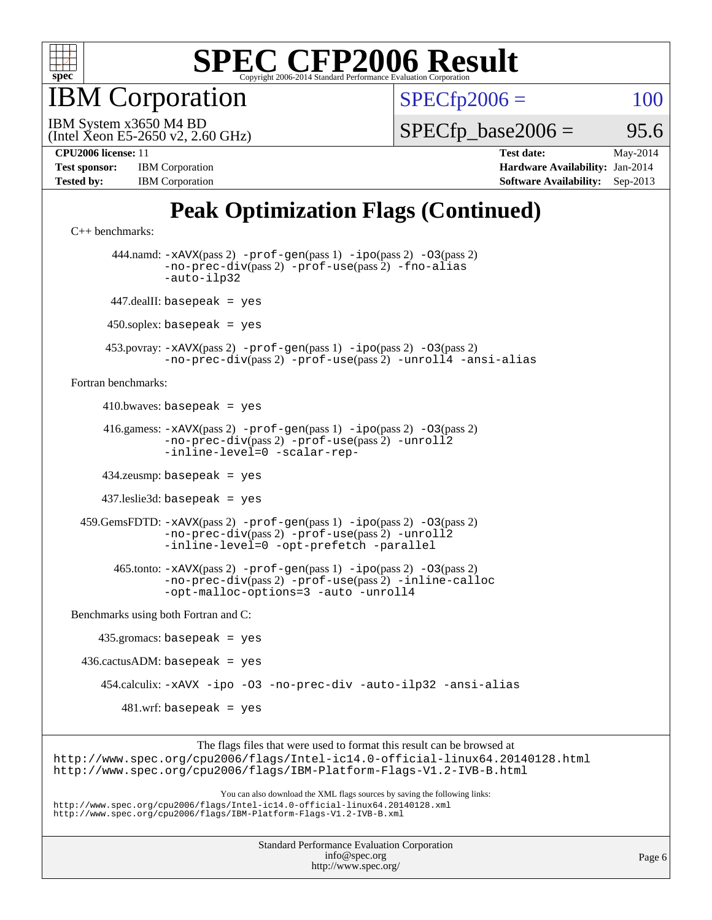# SPEC CFP2006 Result

Copyright 2006-2014 Standard Performance Evaluation Corporation

## IBM Corporation

IBM System x3650 M4 BD
(Intel Xeon E5-2650 v2, 2.60 GHz)

SPECfp2006 = 100

SPECfp_base2006 = 95.6

| | | | |
|---|---|---|---|
| **CPU2006 license:** | 11 | **Test date:** | May-2014 |
| **Test sponsor:** | IBM Corporation | **Hardware Availability:** | Jan-2014 |
| **Tested by:** | IBM Corporation | **Software Availability:** | Sep-2013 |

## Peak Optimization Flags (Continued)

C++ benchmarks:

444.namd: `-xAVX`(pass 2) `-prof-gen`(pass 1) `-ipo`(pass 2) `-O3`(pass 2) `-no-prec-div`(pass 2) `-prof-use`(pass 2) `-fno-alias` `-auto-ilp32`

447.dealII: `basepeak = yes`

450.soplex: `basepeak = yes`

453.povray: `-xAVX`(pass 2) `-prof-gen`(pass 1) `-ipo`(pass 2) `-O3`(pass 2) `-no-prec-div`(pass 2) `-prof-use`(pass 2) `-unroll4` `-ansi-alias`

Fortran benchmarks:

410.bwaves: `basepeak = yes`

416.gamess: `-xAVX`(pass 2) `-prof-gen`(pass 1) `-ipo`(pass 2) `-O3`(pass 2) `-no-prec-div`(pass 2) `-prof-use`(pass 2) `-unroll2` `-inline-level=0` `-scalar-rep-`

434.zeusmp: `basepeak = yes`

437.leslie3d: `basepeak = yes`

459.GemsFDTD: `-xAVX`(pass 2) `-prof-gen`(pass 1) `-ipo`(pass 2) `-O3`(pass 2) `-no-prec-div`(pass 2) `-prof-use`(pass 2) `-unroll2` `-inline-level=0` `-opt-prefetch` `-parallel`

465.tonto: `-xAVX`(pass 2) `-prof-gen`(pass 1) `-ipo`(pass 2) `-O3`(pass 2) `-no-prec-div`(pass 2) `-prof-use`(pass 2) `-inline-calloc` `-opt-malloc-options=3` `-auto` `-unroll4`

Benchmarks using both Fortran and C:

435.gromacs: `basepeak = yes`

436.cactusADM: `basepeak = yes`

454.calculix: `-xAVX` `-ipo` `-O3` `-no-prec-div` `-auto-ilp32` `-ansi-alias`

481.wrf: `basepeak = yes`

The flags files that were used to format this result can be browsed at
http://www.spec.org/cpu2006/flags/Intel-ic14.0-official-linux64.20140128.html
http://www.spec.org/cpu2006/flags/IBM-Platform-Flags-V1.2-IVB-B.html

You can also download the XML flags sources by saving the following links:
http://www.spec.org/cpu2006/flags/Intel-ic14.0-official-linux64.20140128.xml
http://www.spec.org/cpu2006/flags/IBM-Platform-Flags-V1.2-IVB-B.xml

Standard Performance Evaluation Corporation
info@spec.org
http://www.spec.org/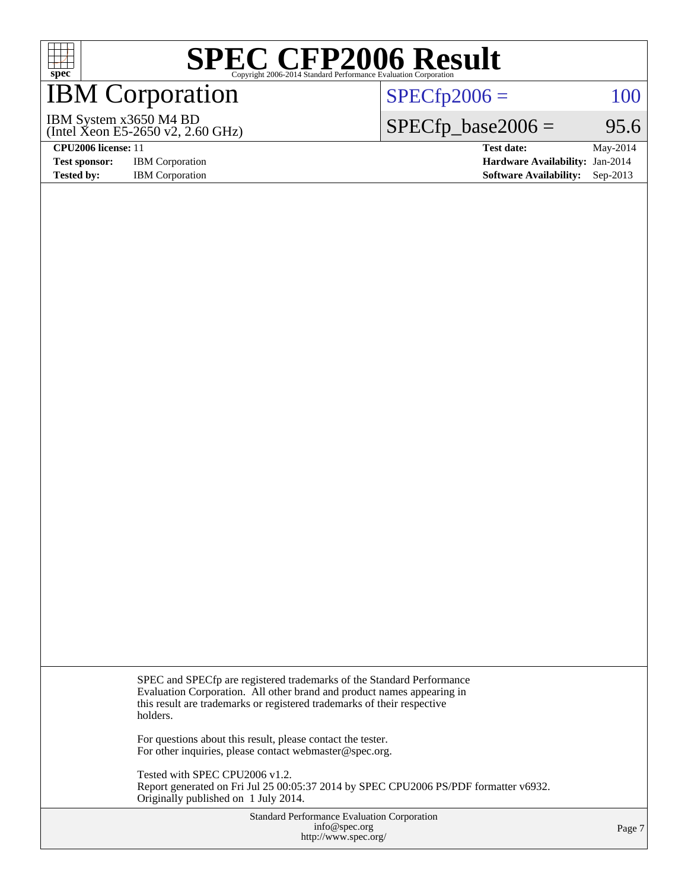# SPEC CFP2006 Result

Copyright 2006-2014 Standard Performance Evaluation Corporation

# IBM Corporation

IBM System x3650 M4 BD
(Intel Xeon E5-2650 v2, 2.60 GHz)

SPECfp2006 = 100

SPECfp_base2006 = 95.6

**CPU2006 license:** 11
**Test sponsor:** IBM Corporation
**Tested by:** IBM Corporation

**Test date:** May-2014
**Hardware Availability:** Jan-2014
**Software Availability:** Sep-2013

SPEC and SPECfp are registered trademarks of the Standard Performance Evaluation Corporation. All other brand and product names appearing in this result are trademarks or registered trademarks of their respective holders.

For questions about this result, please contact the tester.
For other inquiries, please contact webmaster@spec.org.

Tested with SPEC CPU2006 v1.2.
Report generated on Fri Jul 25 00:05:37 2014 by SPEC CPU2006 PS/PDF formatter v6932.
Originally published on 1 July 2014.